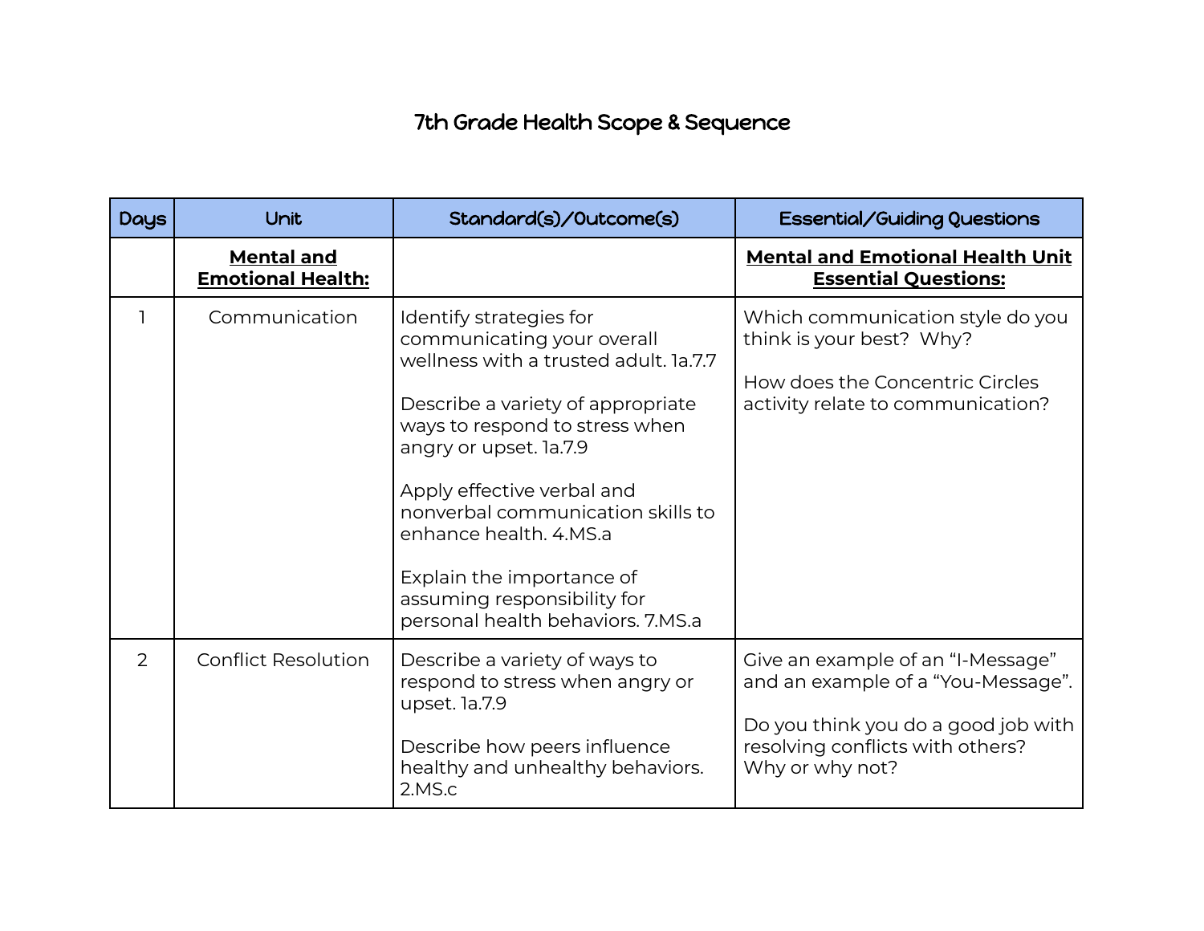# 7th Grade Health Scope & Sequence

| Days | Unit | Standard(s)/Outcome(s) | Essential/Guiding Questions |
|---|---|---|---|
| | **Mental and Emotional Health:** | | **Mental and Emotional Health Unit Essential Questions:** |
| 1 | Communication | Identify strategies for communicating your overall wellness with a trusted adult. 1a.7.7<br><br>Describe a variety of appropriate ways to respond to stress when angry or upset. 1a.7.9<br><br>Apply effective verbal and nonverbal communication skills to enhance health. 4.MS.a<br><br>Explain the importance of assuming responsibility for personal health behaviors. 7.MS.a | Which communication style do you think is your best? Why?<br><br>How does the Concentric Circles activity relate to communication? |
| 2 | Conflict Resolution | Describe a variety of ways to respond to stress when angry or upset. 1a.7.9<br><br>Describe how peers influence healthy and unhealthy behaviors. 2.MS.c | Give an example of an "I-Message" and an example of a "You-Message".<br><br>Do you think you do a good job with resolving conflicts with others? Why or why not? |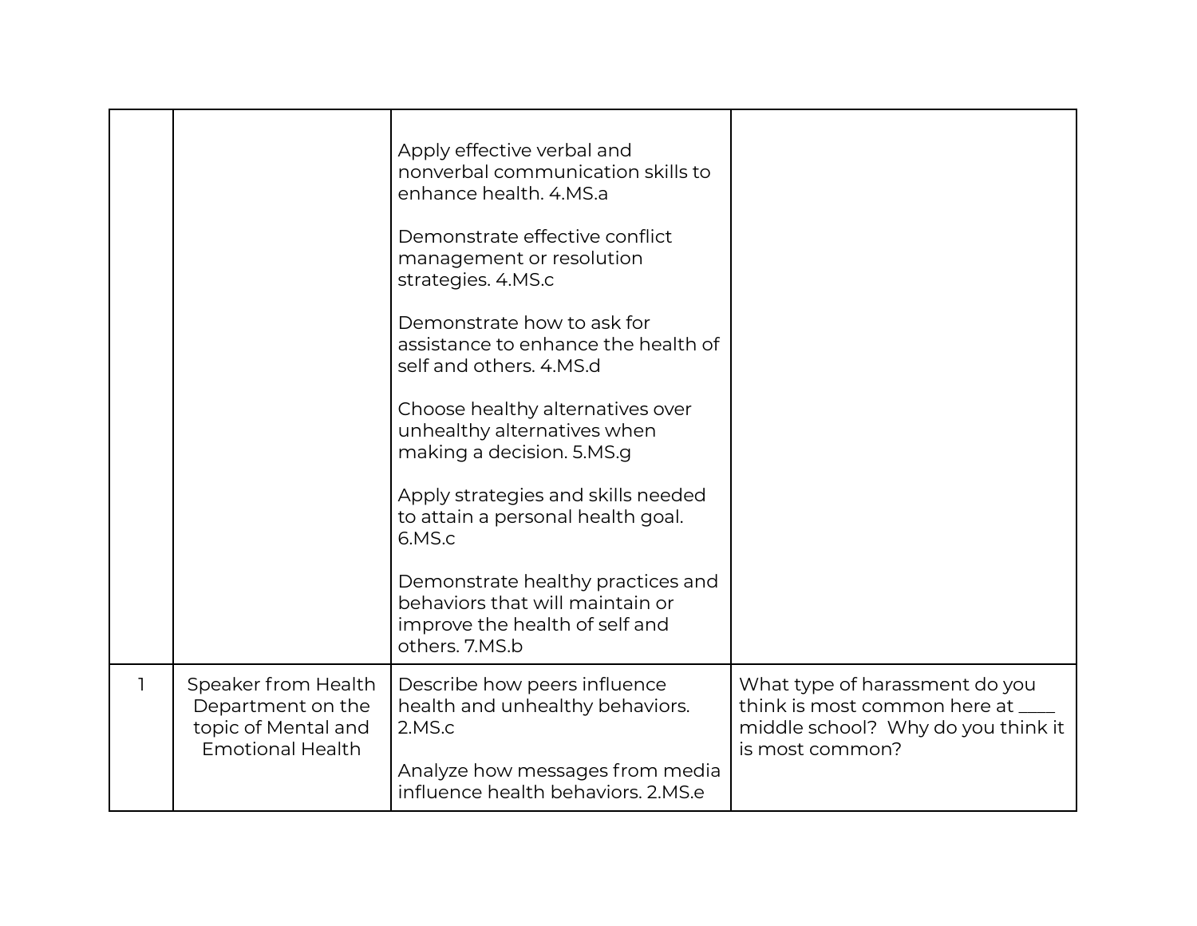| | | | |
|---|---|---|---|
| | | Apply effective verbal and nonverbal communication skills to enhance health. 4.MS.a<br><br>Demonstrate effective conflict management or resolution strategies. 4.MS.c<br><br>Demonstrate how to ask for assistance to enhance the health of self and others. 4.MS.d<br><br>Choose healthy alternatives over unhealthy alternatives when making a decision. 5.MS.g<br><br>Apply strategies and skills needed to attain a personal health goal. 6.MS.c<br><br>Demonstrate healthy practices and behaviors that will maintain or improve the health of self and others. 7.MS.b | |
| 1 | Speaker from Health Department on the topic of Mental and Emotional Health | Describe how peers influence health and unhealthy behaviors. 2.MS.c<br><br>Analyze how messages from media influence health behaviors. 2.MS.e | What type of harassment do you think is most common here at ____ middle school? Why do you think it is most common? |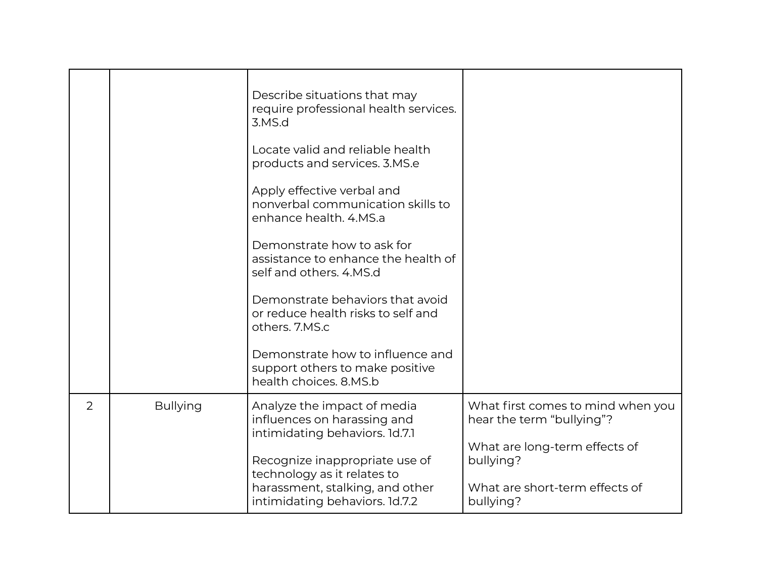| | | | |
|---|---|---|---|
| | | Describe situations that may require professional health services. 3.MS.d<br><br>Locate valid and reliable health products and services. 3.MS.e<br><br>Apply effective verbal and nonverbal communication skills to enhance health. 4.MS.a<br><br>Demonstrate how to ask for assistance to enhance the health of self and others. 4.MS.d<br><br>Demonstrate behaviors that avoid or reduce health risks to self and others. 7.MS.c<br><br>Demonstrate how to influence and support others to make positive health choices. 8.MS.b | |
| 2 | Bullying | Analyze the impact of media influences on harassing and intimidating behaviors. 1d.7.1<br><br>Recognize inappropriate use of technology as it relates to harassment, stalking, and other intimidating behaviors. 1d.7.2 | What first comes to mind when you hear the term "bullying"?<br><br>What are long-term effects of bullying?<br><br>What are short-term effects of bullying? |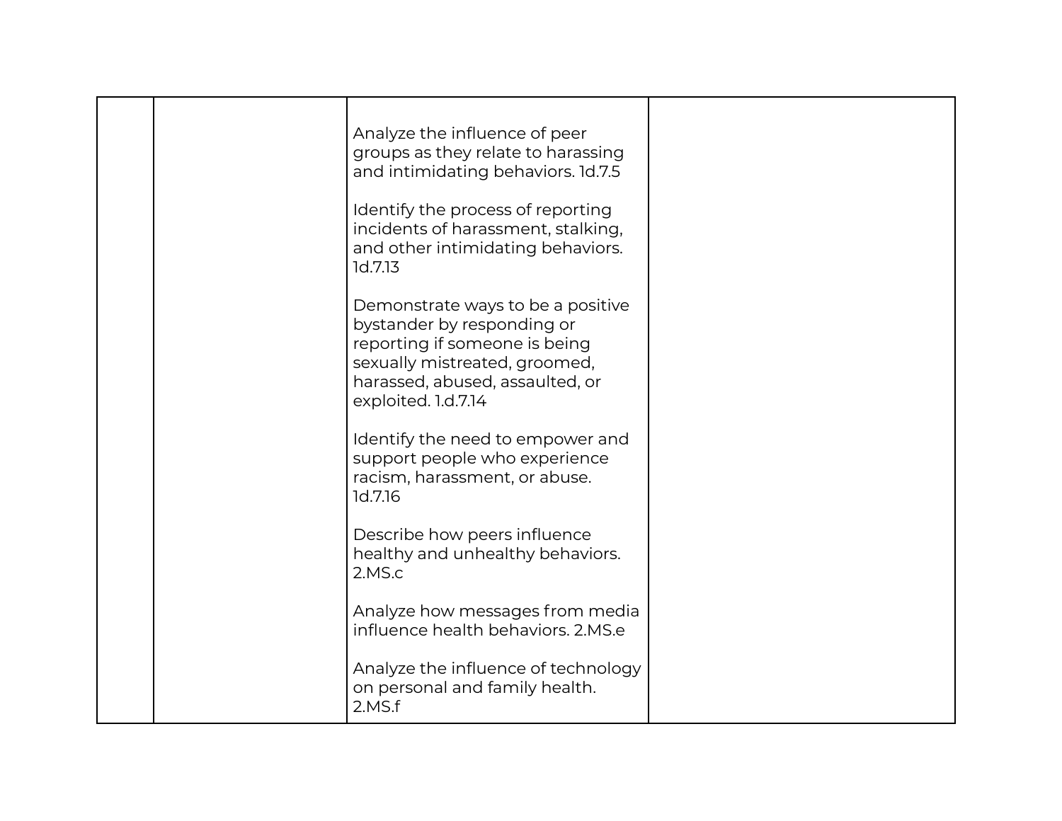| | | | |
|---|---|---|---|
| | | Analyze the influence of peer groups as they relate to harassing and intimidating behaviors. 1d.7.5<br><br>Identify the process of reporting incidents of harassment, stalking, and other intimidating behaviors. 1d.7.13<br><br>Demonstrate ways to be a positive bystander by responding or reporting if someone is being sexually mistreated, groomed, harassed, abused, assaulted, or exploited. 1.d.7.14<br><br>Identify the need to empower and support people who experience racism, harassment, or abuse. 1d.7.16<br><br>Describe how peers influence healthy and unhealthy behaviors. 2.MS.c<br><br>Analyze how messages from media influence health behaviors. 2.MS.e<br><br>Analyze the influence of technology on personal and family health. 2.MS.f | |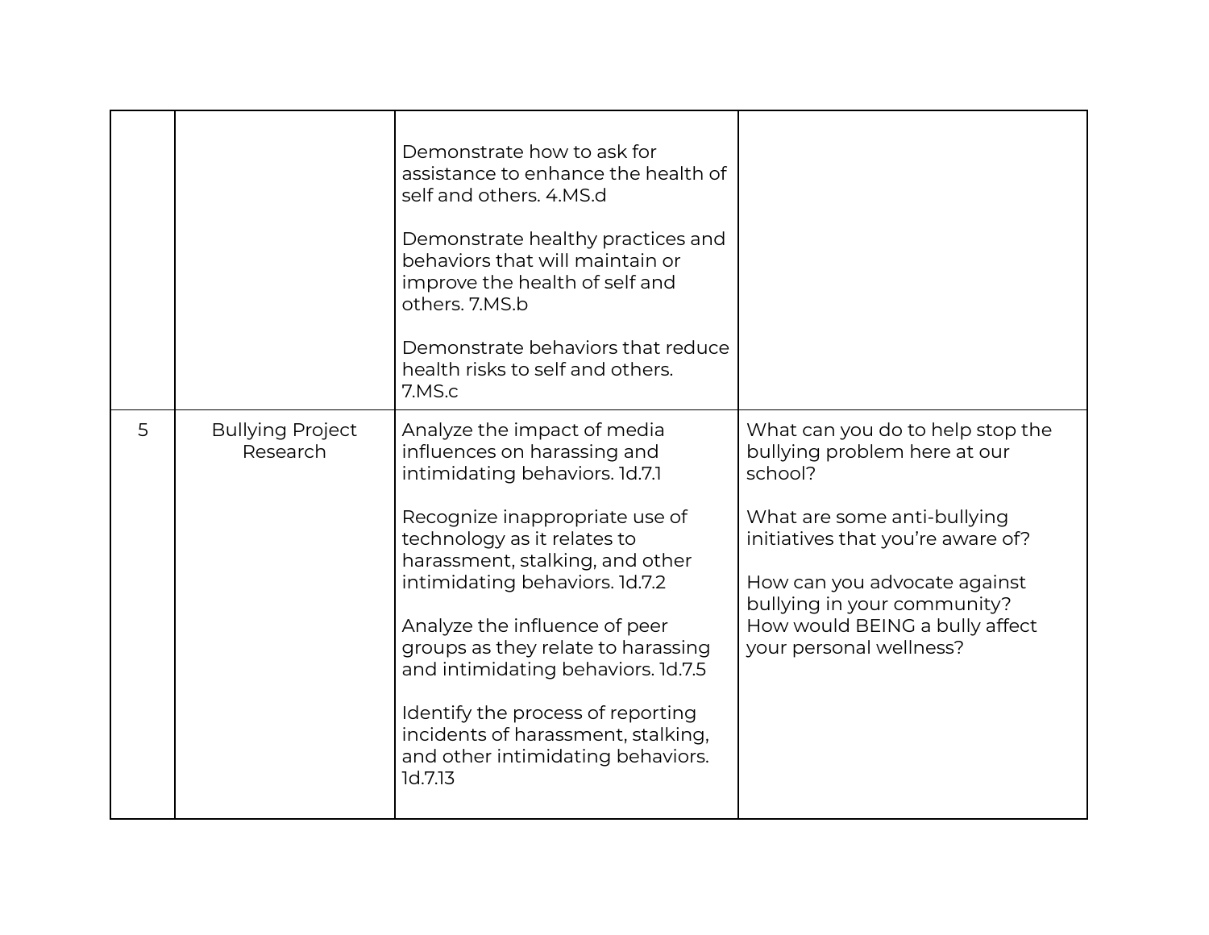| | | | |
|---|---|---|---|
| | | Demonstrate how to ask for assistance to enhance the health of self and others. 4.MS.d<br><br>Demonstrate healthy practices and behaviors that will maintain or improve the health of self and others. 7.MS.b<br><br>Demonstrate behaviors that reduce health risks to self and others. 7.MS.c | |
| 5 | Bullying Project Research | Analyze the impact of media influences on harassing and intimidating behaviors. 1d.7.1<br><br>Recognize inappropriate use of technology as it relates to harassment, stalking, and other intimidating behaviors. 1d.7.2<br><br>Analyze the influence of peer groups as they relate to harassing and intimidating behaviors. 1d.7.5<br><br>Identify the process of reporting incidents of harassment, stalking, and other intimidating behaviors. 1d.7.13 | What can you do to help stop the bullying problem here at our school?<br><br>What are some anti-bullying initiatives that you're aware of?<br><br>How can you advocate against bullying in your community?<br>How would BEING a bully affect your personal wellness? |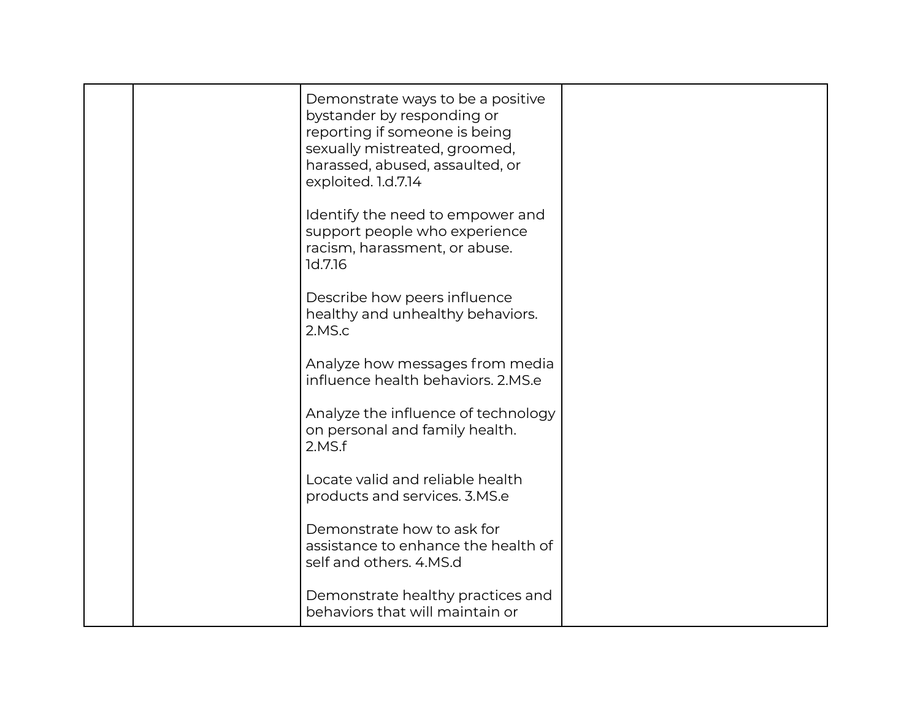| | | | |
|---|---|---|---|
| | | Demonstrate ways to be a positive bystander by responding or reporting if someone is being sexually mistreated, groomed, harassed, abused, assaulted, or exploited. 1.d.7.14<br><br>Identify the need to empower and support people who experience racism, harassment, or abuse. 1d.7.16<br><br>Describe how peers influence healthy and unhealthy behaviors. 2.MS.c<br><br>Analyze how messages from media influence health behaviors. 2.MS.e<br><br>Analyze the influence of technology on personal and family health. 2.MS.f<br><br>Locate valid and reliable health products and services. 3.MS.e<br><br>Demonstrate how to ask for assistance to enhance the health of self and others. 4.MS.d<br><br>Demonstrate healthy practices and behaviors that will maintain or | |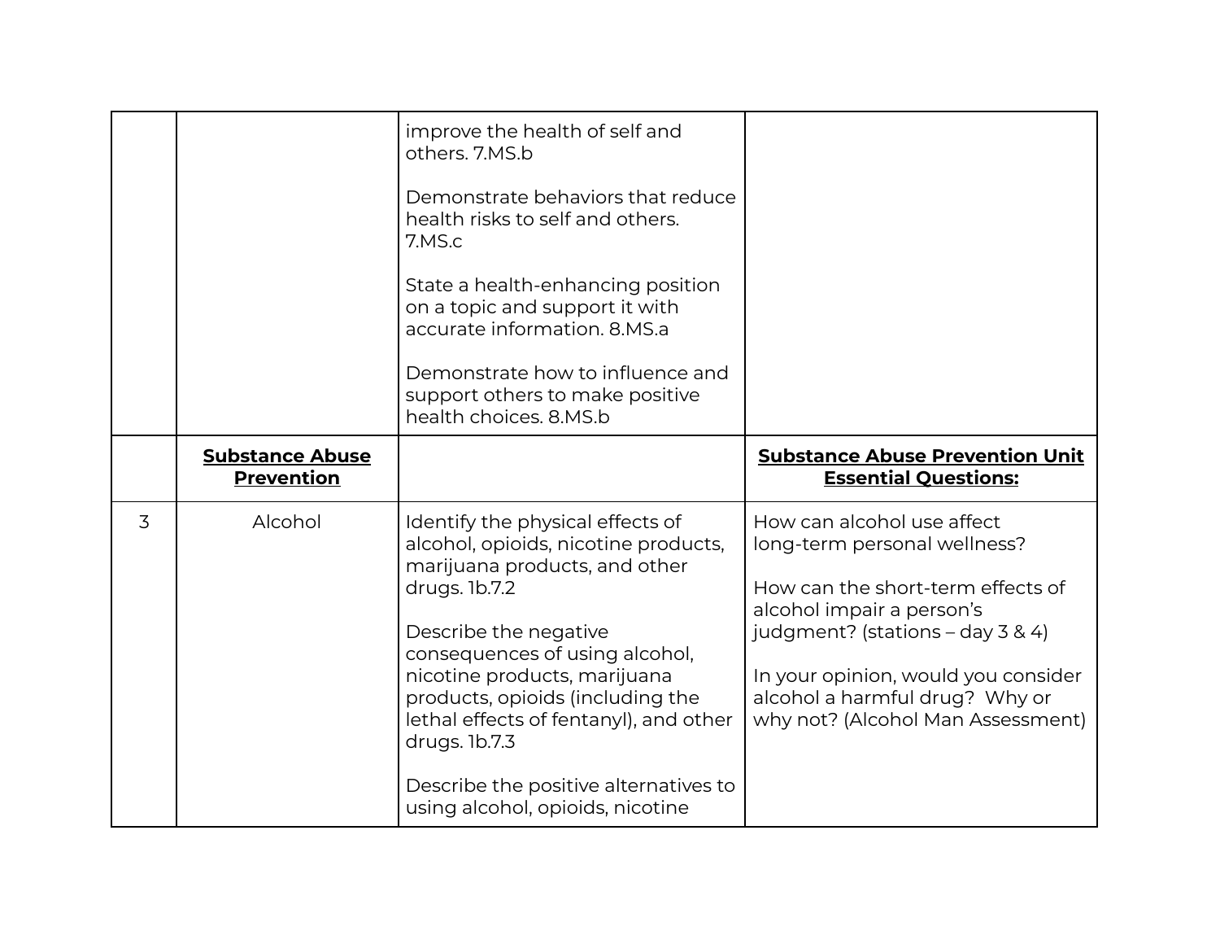| | | | |
|---|---|---|---|
| | | improve the health of self and others. 7.MS.b<br><br>Demonstrate behaviors that reduce health risks to self and others. 7.MS.c<br><br>State a health-enhancing position on a topic and support it with accurate information. 8.MS.a<br><br>Demonstrate how to influence and support others to make positive health choices. 8.MS.b | |
| | **Substance Abuse Prevention** | | **Substance Abuse Prevention Unit Essential Questions:** |
| 3 | Alcohol | Identify the physical effects of alcohol, opioids, nicotine products, marijuana products, and other drugs. 1b.7.2<br><br>Describe the negative consequences of using alcohol, nicotine products, marijuana products, opioids (including the lethal effects of fentanyl), and other drugs. 1b.7.3<br><br>Describe the positive alternatives to using alcohol, opioids, nicotine | How can alcohol use affect long-term personal wellness?<br><br>How can the short-term effects of alcohol impair a person's judgment? (stations – day 3 & 4)<br><br>In your opinion, would you consider alcohol a harmful drug? Why or why not? (Alcohol Man Assessment) |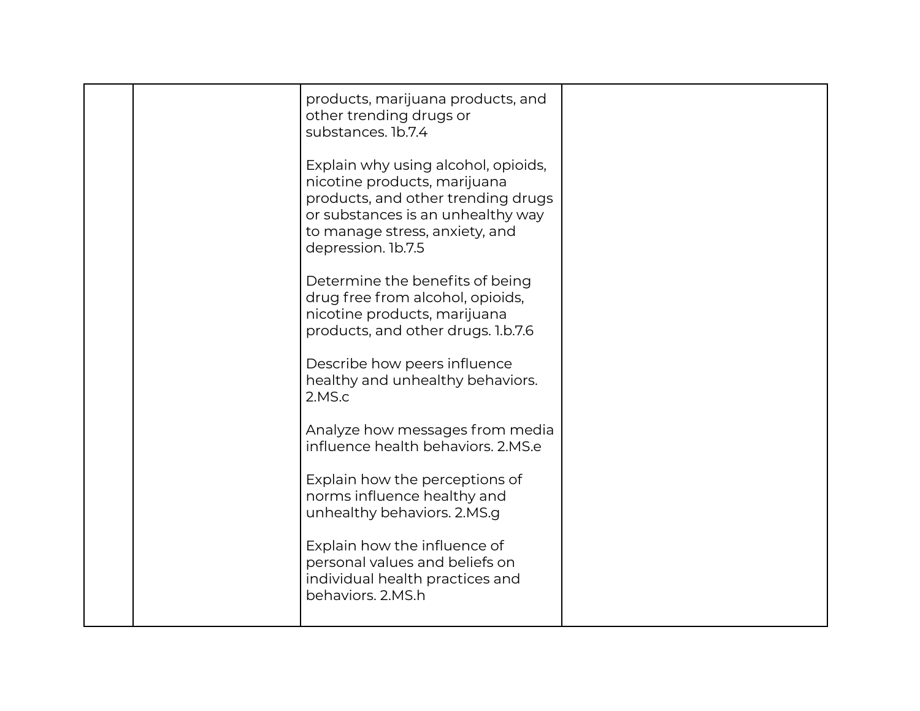|  |  |  |  |
|---|---|---|---|
|  |  | products, marijuana products, and other trending drugs or substances. 1b.7.4<br><br>Explain why using alcohol, opioids, nicotine products, marijuana products, and other trending drugs or substances is an unhealthy way to manage stress, anxiety, and depression. 1b.7.5<br><br>Determine the benefits of being drug free from alcohol, opioids, nicotine products, marijuana products, and other drugs. 1.b.7.6<br><br>Describe how peers influence healthy and unhealthy behaviors. 2.MS.c<br><br>Analyze how messages from media influence health behaviors. 2.MS.e<br><br>Explain how the perceptions of norms influence healthy and unhealthy behaviors. 2.MS.g<br><br>Explain how the influence of personal values and beliefs on individual health practices and behaviors. 2.MS.h |  |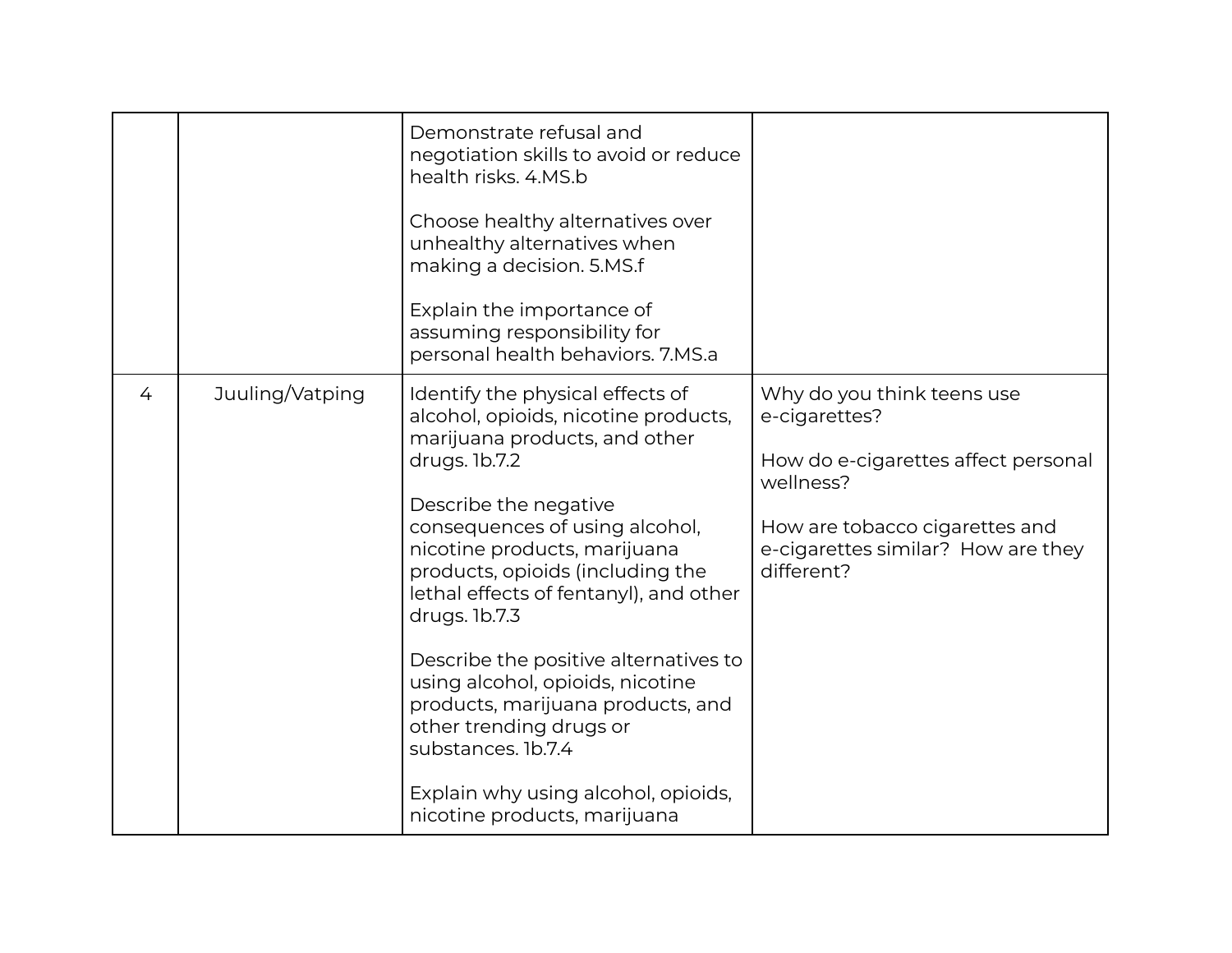| | | | |
|---|---|---|---|
| | | Demonstrate refusal and negotiation skills to avoid or reduce health risks. 4.MS.b<br><br>Choose healthy alternatives over unhealthy alternatives when making a decision. 5.MS.f<br><br>Explain the importance of assuming responsibility for personal health behaviors. 7.MS.a | |
| 4 | Juuling/Vatping | Identify the physical effects of alcohol, opioids, nicotine products, marijuana products, and other drugs. 1b.7.2<br><br>Describe the negative consequences of using alcohol, nicotine products, marijuana products, opioids (including the lethal effects of fentanyl), and other drugs. 1b.7.3<br><br>Describe the positive alternatives to using alcohol, opioids, nicotine products, marijuana products, and other trending drugs or substances. 1b.7.4<br><br>Explain why using alcohol, opioids, nicotine products, marijuana | Why do you think teens use e-cigarettes?<br><br>How do e-cigarettes affect personal wellness?<br><br>How are tobacco cigarettes and e-cigarettes similar? How are they different? |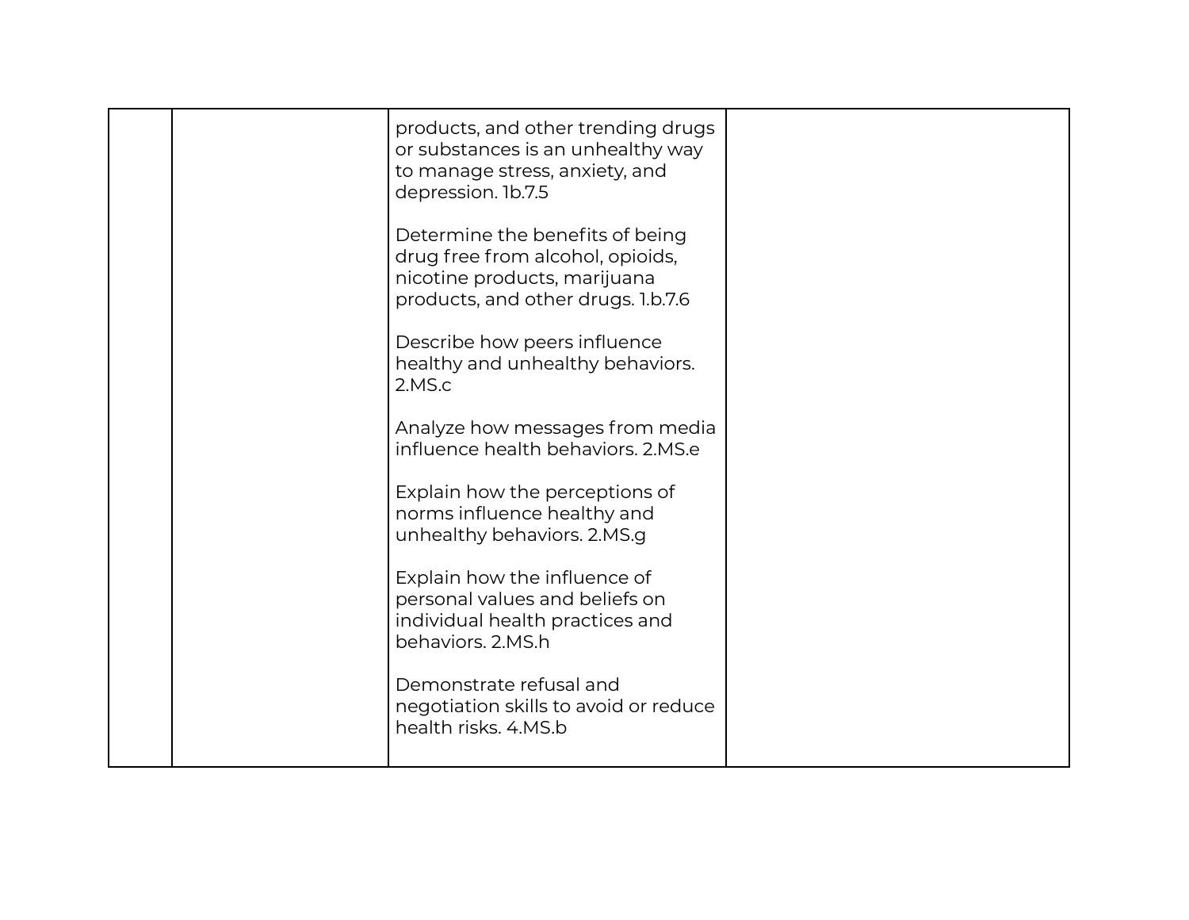| | | | |
|---|---|---|---|
| | | products, and other trending drugs or substances is an unhealthy way to manage stress, anxiety, and depression. 1b.7.5<br><br>Determine the benefits of being drug free from alcohol, opioids, nicotine products, marijuana products, and other drugs. 1.b.7.6<br><br>Describe how peers influence healthy and unhealthy behaviors. 2.MS.c<br><br>Analyze how messages from media influence health behaviors. 2.MS.e<br><br>Explain how the perceptions of norms influence healthy and unhealthy behaviors. 2.MS.g<br><br>Explain how the influence of personal values and beliefs on individual health practices and behaviors. 2.MS.h<br><br>Demonstrate refusal and negotiation skills to avoid or reduce health risks. 4.MS.b | |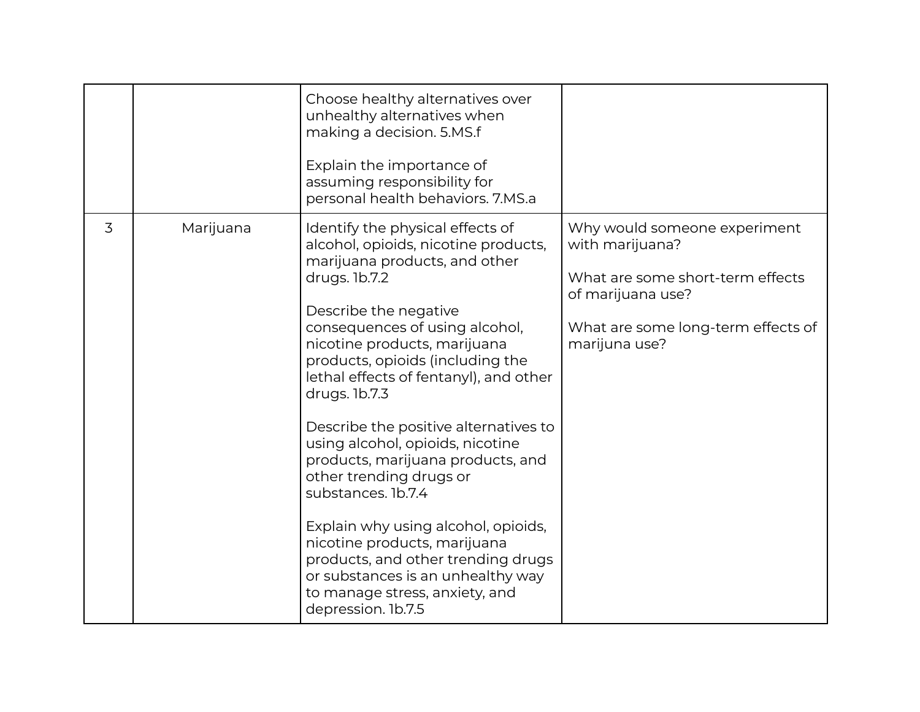| | | | |
|---|---|---|---|
| | | Choose healthy alternatives over unhealthy alternatives when making a decision. 5.MS.f<br><br>Explain the importance of assuming responsibility for personal health behaviors. 7.MS.a | |
| 3 | Marijuana | Identify the physical effects of alcohol, opioids, nicotine products, marijuana products, and other drugs. 1b.7.2<br><br>Describe the negative consequences of using alcohol, nicotine products, marijuana products, opioids (including the lethal effects of fentanyl), and other drugs. 1b.7.3<br><br>Describe the positive alternatives to using alcohol, opioids, nicotine products, marijuana products, and other trending drugs or substances. 1b.7.4<br><br>Explain why using alcohol, opioids, nicotine products, marijuana products, and other trending drugs or substances is an unhealthy way to manage stress, anxiety, and depression. 1b.7.5 | Why would someone experiment with marijuana?<br><br>What are some short-term effects of marijuana use?<br><br>What are some long-term effects of marijuna use? |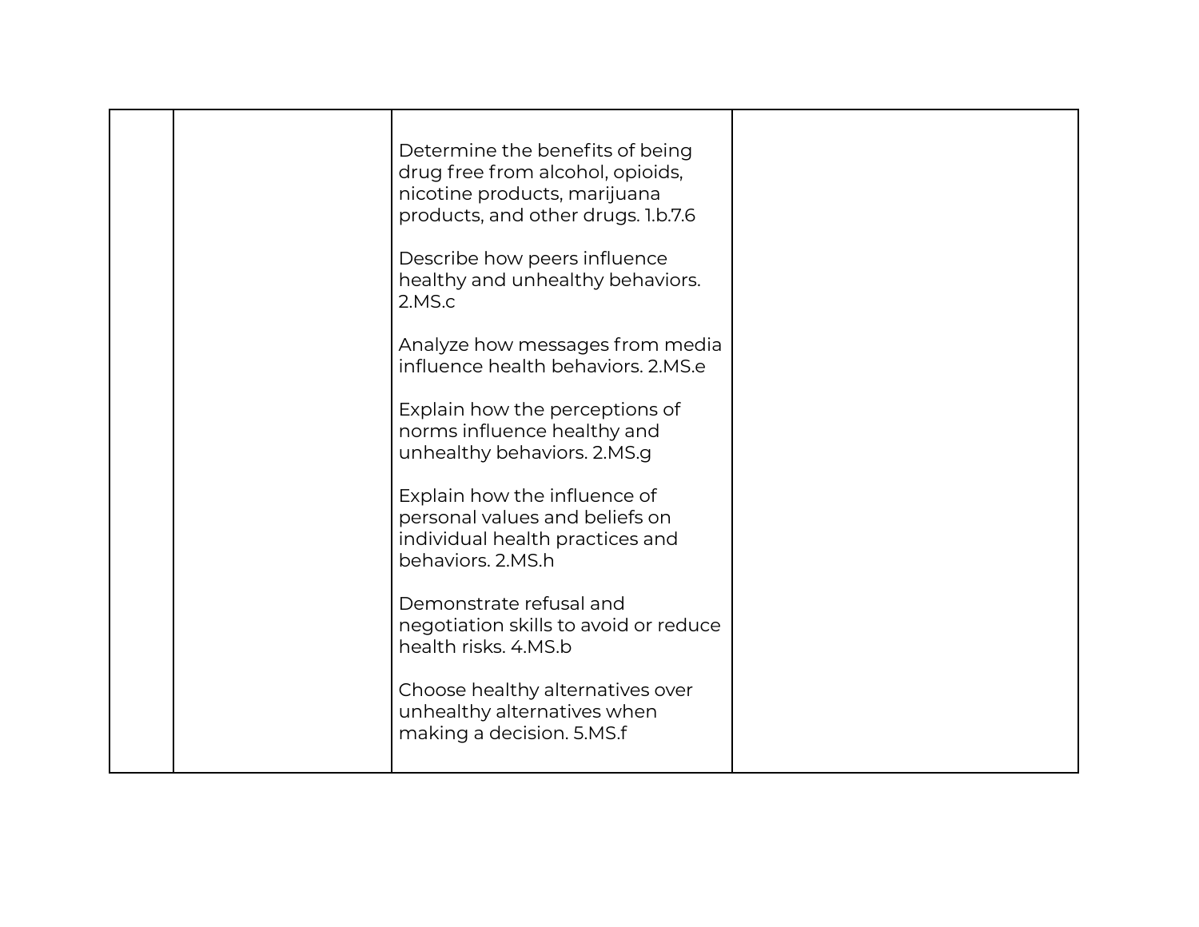|  |  |  |  |
|---|---|---|---|
|  |  | Determine the benefits of being drug free from alcohol, opioids, nicotine products, marijuana products, and other drugs. 1.b.7.6<br><br>Describe how peers influence healthy and unhealthy behaviors. 2.MS.c<br><br>Analyze how messages from media influence health behaviors. 2.MS.e<br><br>Explain how the perceptions of norms influence healthy and unhealthy behaviors. 2.MS.g<br><br>Explain how the influence of personal values and beliefs on individual health practices and behaviors. 2.MS.h<br><br>Demonstrate refusal and negotiation skills to avoid or reduce health risks. 4.MS.b<br><br>Choose healthy alternatives over unhealthy alternatives when making a decision. 5.MS.f |  |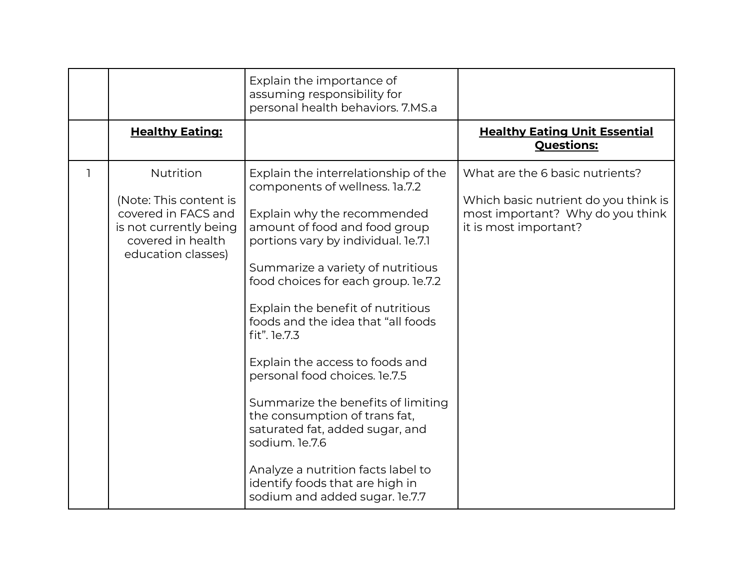| | | | |
|---|---|---|---|
| | | Explain the importance of assuming responsibility for personal health behaviors. 7.MS.a | |
| | **Healthy Eating:** | | **Healthy Eating Unit Essential Questions:** |
| 1 | Nutrition<br><br>(Note: This content is covered in FACS and is not currently being covered in health education classes) | Explain the interrelationship of the components of wellness. 1a.7.2<br><br>Explain why the recommended amount of food and food group portions vary by individual. 1e.7.1<br><br>Summarize a variety of nutritious food choices for each group. 1e.7.2<br><br>Explain the benefit of nutritious foods and the idea that "all foods fit". 1e.7.3<br><br>Explain the access to foods and personal food choices. 1e.7.5<br><br>Summarize the benefits of limiting the consumption of trans fat, saturated fat, added sugar, and sodium. 1e.7.6<br><br>Analyze a nutrition facts label to identify foods that are high in sodium and added sugar. 1e.7.7 | What are the 6 basic nutrients?<br><br>Which basic nutrient do you think is most important? Why do you think it is most important? |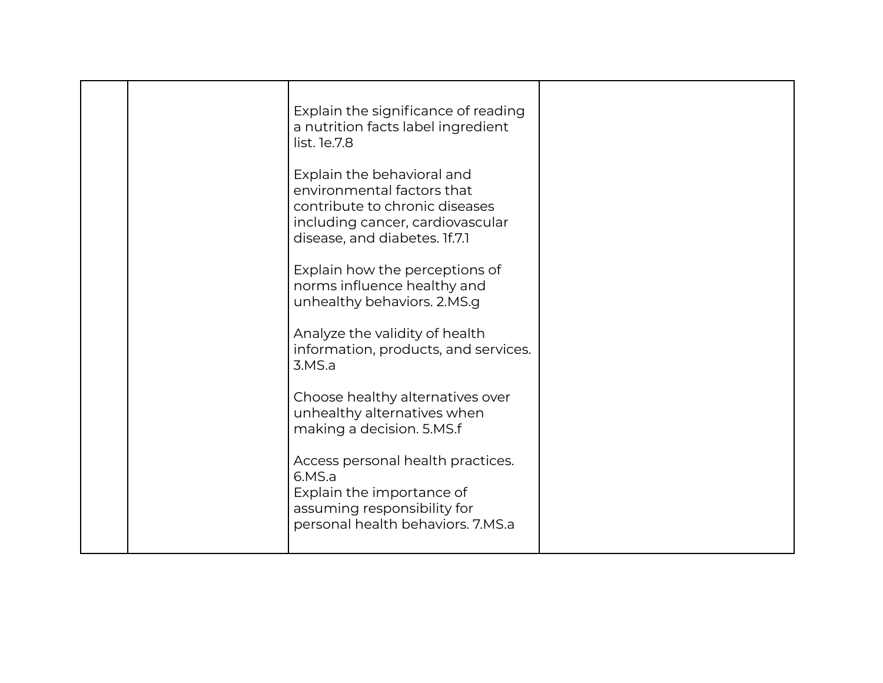| | | | |
|---|---|---|---|
| | | Explain the significance of reading a nutrition facts label ingredient list. 1e.7.8<br><br>Explain the behavioral and environmental factors that contribute to chronic diseases including cancer, cardiovascular disease, and diabetes. 1f.7.1<br><br>Explain how the perceptions of norms influence healthy and unhealthy behaviors. 2.MS.g<br><br>Analyze the validity of health information, products, and services. 3.MS.a<br><br>Choose healthy alternatives over unhealthy alternatives when making a decision. 5.MS.f<br><br>Access personal health practices. 6.MS.a<br>Explain the importance of assuming responsibility for personal health behaviors. 7.MS.a | |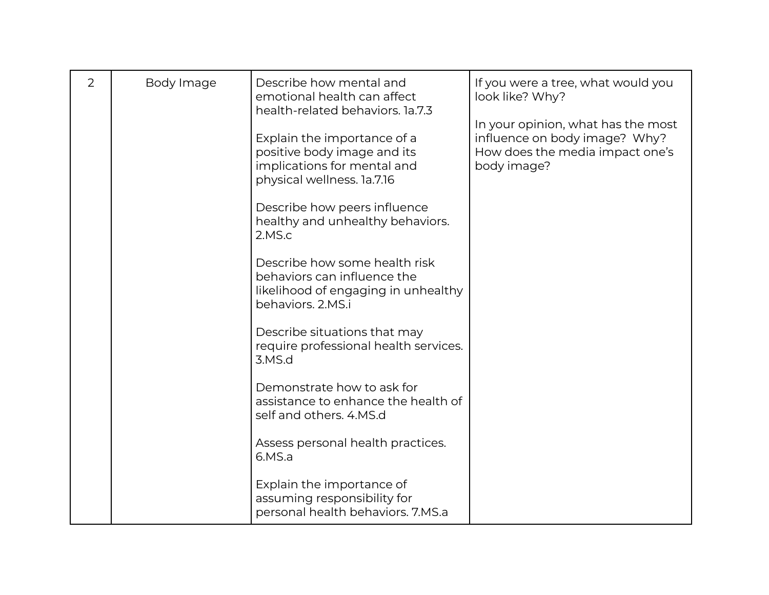| 2 | Body Image | Describe how mental and emotional health can affect health-related behaviors. 1a.7.3<br><br>Explain the importance of a positive body image and its implications for mental and physical wellness. 1a.7.16<br><br>Describe how peers influence healthy and unhealthy behaviors. 2.MS.c<br><br>Describe how some health risk behaviors can influence the likelihood of engaging in unhealthy behaviors. 2.MS.i<br><br>Describe situations that may require professional health services. 3.MS.d<br><br>Demonstrate how to ask for assistance to enhance the health of self and others. 4.MS.d<br><br>Assess personal health practices. 6.MS.a<br><br>Explain the importance of assuming responsibility for personal health behaviors. 7.MS.a | If you were a tree, what would you look like? Why?<br><br>In your opinion, what has the most influence on body image? Why? How does the media impact one's body image? |
|---|---|---|---|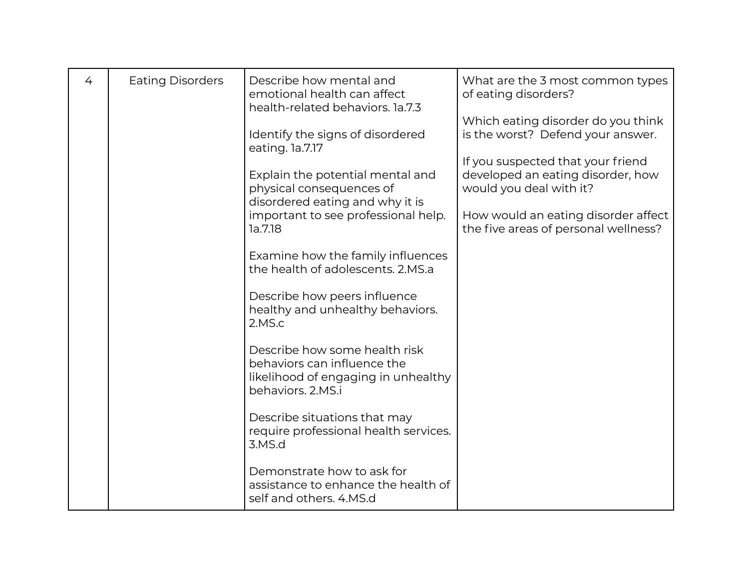| 4 | Eating Disorders | Describe how mental and emotional health can affect health-related behaviors. 1a.7.3<br><br>Identify the signs of disordered eating. 1a.7.17<br><br>Explain the potential mental and physical consequences of disordered eating and why it is important to see professional help. 1a.7.18<br><br>Examine how the family influences the health of adolescents. 2.MS.a<br><br>Describe how peers influence healthy and unhealthy behaviors. 2.MS.c<br><br>Describe how some health risk behaviors can influence the likelihood of engaging in unhealthy behaviors. 2.MS.i<br><br>Describe situations that may require professional health services. 3.MS.d<br><br>Demonstrate how to ask for assistance to enhance the health of self and others. 4.MS.d | What are the 3 most common types of eating disorders?<br><br>Which eating disorder do you think is the worst?  Defend your answer.<br><br>If you suspected that your friend developed an eating disorder, how would you deal with it?<br><br>How would an eating disorder affect the five areas of personal wellness? |
|---|---|---|---|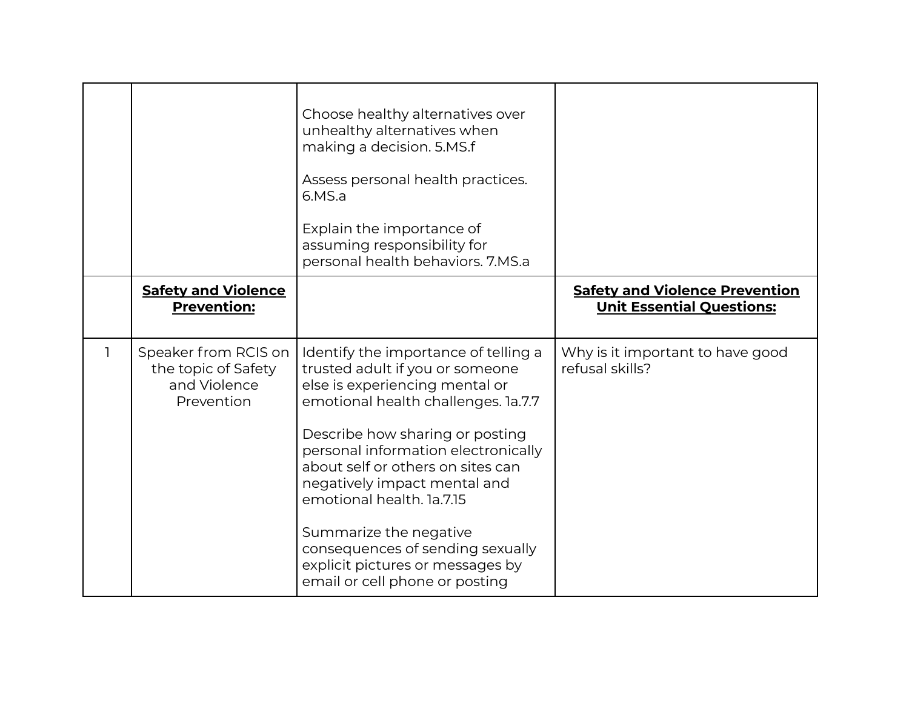| | | | |
|---|---|---|---|
| | | Choose healthy alternatives over unhealthy alternatives when making a decision. 5.MS.f<br><br>Assess personal health practices. 6.MS.a<br><br>Explain the importance of assuming responsibility for personal health behaviors. 7.MS.a | |
| | **Safety and Violence Prevention:** | | **Safety and Violence Prevention Unit Essential Questions:** |
| 1 | Speaker from RCIS on the topic of Safety and Violence Prevention | Identify the importance of telling a trusted adult if you or someone else is experiencing mental or emotional health challenges. 1a.7.7<br><br>Describe how sharing or posting personal information electronically about self or others on sites can negatively impact mental and emotional health. 1a.7.15<br><br>Summarize the negative consequences of sending sexually explicit pictures or messages by email or cell phone or posting | Why is it important to have good refusal skills? |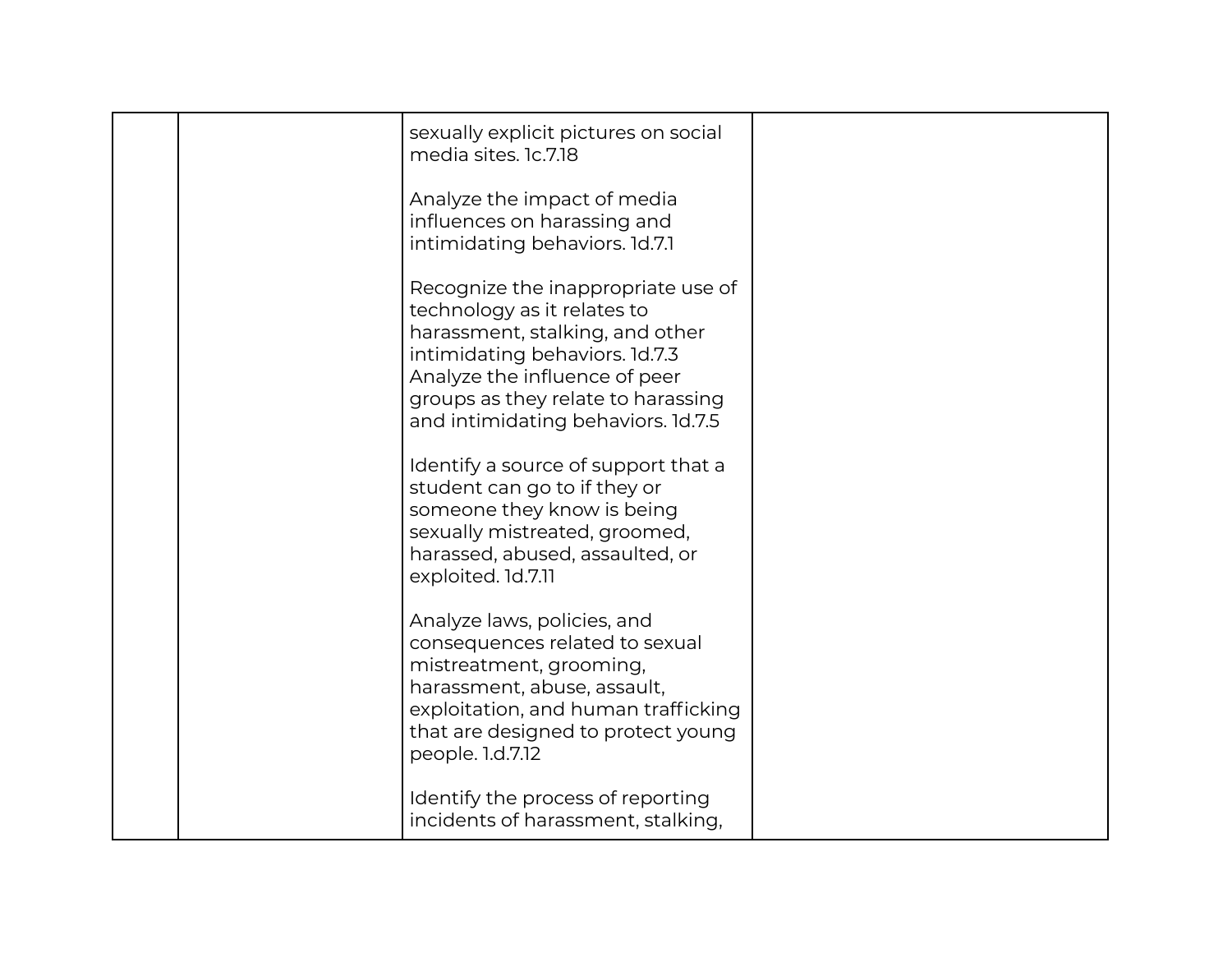| | | | |
|---|---|---|---|
| | | sexually explicit pictures on social media sites. 1c.7.18<br><br>Analyze the impact of media influences on harassing and intimidating behaviors. 1d.7.1<br><br>Recognize the inappropriate use of technology as it relates to harassment, stalking, and other intimidating behaviors. 1d.7.3<br>Analyze the influence of peer groups as they relate to harassing and intimidating behaviors. 1d.7.5<br><br>Identify a source of support that a student can go to if they or someone they know is being sexually mistreated, groomed, harassed, abused, assaulted, or exploited. 1d.7.11<br><br>Analyze laws, policies, and consequences related to sexual mistreatment, grooming, harassment, abuse, assault, exploitation, and human trafficking that are designed to protect young people. 1.d.7.12<br><br>Identify the process of reporting incidents of harassment, stalking, | |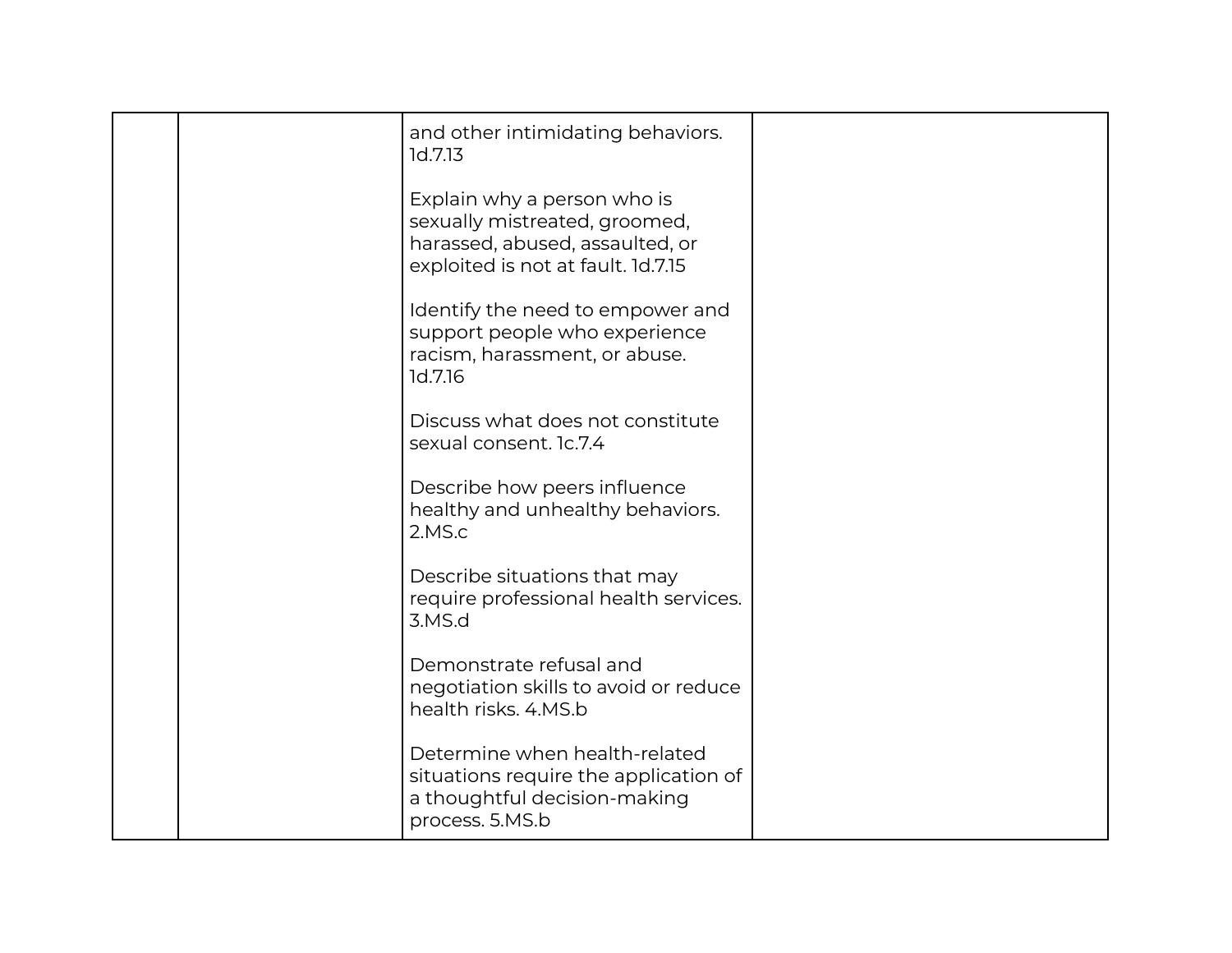| | | | |
|---|---|---|---|
| | | and other intimidating behaviors. 1d.7.13<br><br>Explain why a person who is sexually mistreated, groomed, harassed, abused, assaulted, or exploited is not at fault. 1d.7.15<br><br>Identify the need to empower and support people who experience racism, harassment, or abuse. 1d.7.16<br><br>Discuss what does not constitute sexual consent. 1c.7.4<br><br>Describe how peers influence healthy and unhealthy behaviors. 2.MS.c<br><br>Describe situations that may require professional health services. 3.MS.d<br><br>Demonstrate refusal and negotiation skills to avoid or reduce health risks. 4.MS.b<br><br>Determine when health-related situations require the application of a thoughtful decision-making process. 5.MS.b | |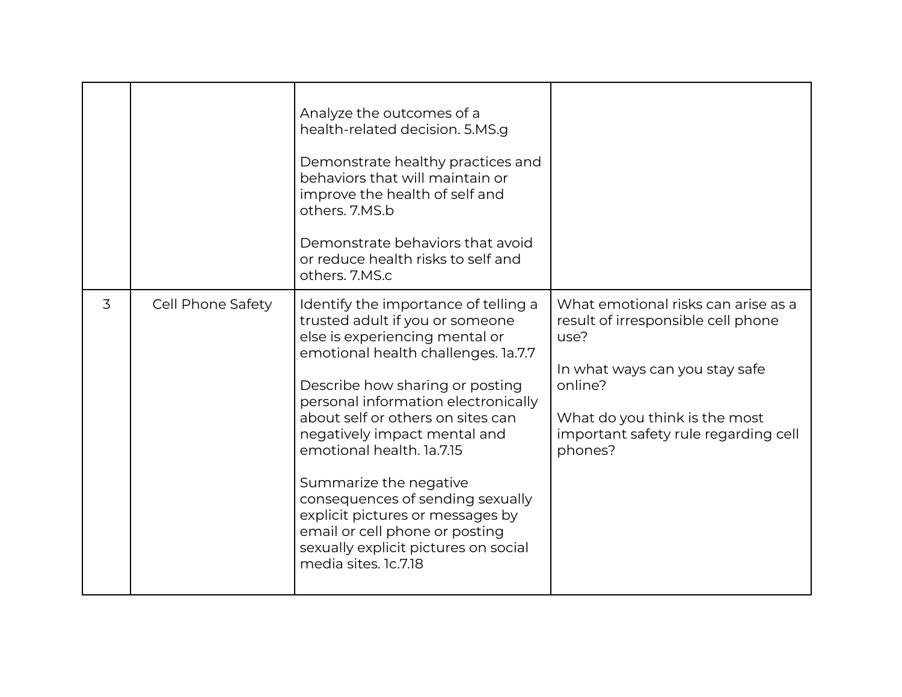| | | | |
|---|---|---|---|
| | | Analyze the outcomes of a health-related decision. 5.MS.g<br><br>Demonstrate healthy practices and behaviors that will maintain or improve the health of self and others. 7.MS.b<br><br>Demonstrate behaviors that avoid or reduce health risks to self and others. 7.MS.c | |
| 3 | Cell Phone Safety | Identify the importance of telling a trusted adult if you or someone else is experiencing mental or emotional health challenges. 1a.7.7<br><br>Describe how sharing or posting personal information electronically about self or others on sites can negatively impact mental and emotional health. 1a.7.15<br><br>Summarize the negative consequences of sending sexually explicit pictures or messages by email or cell phone or posting sexually explicit pictures on social media sites. 1c.7.18 | What emotional risks can arise as a result of irresponsible cell phone use?<br><br>In what ways can you stay safe online?<br><br>What do you think is the most important safety rule regarding cell phones? |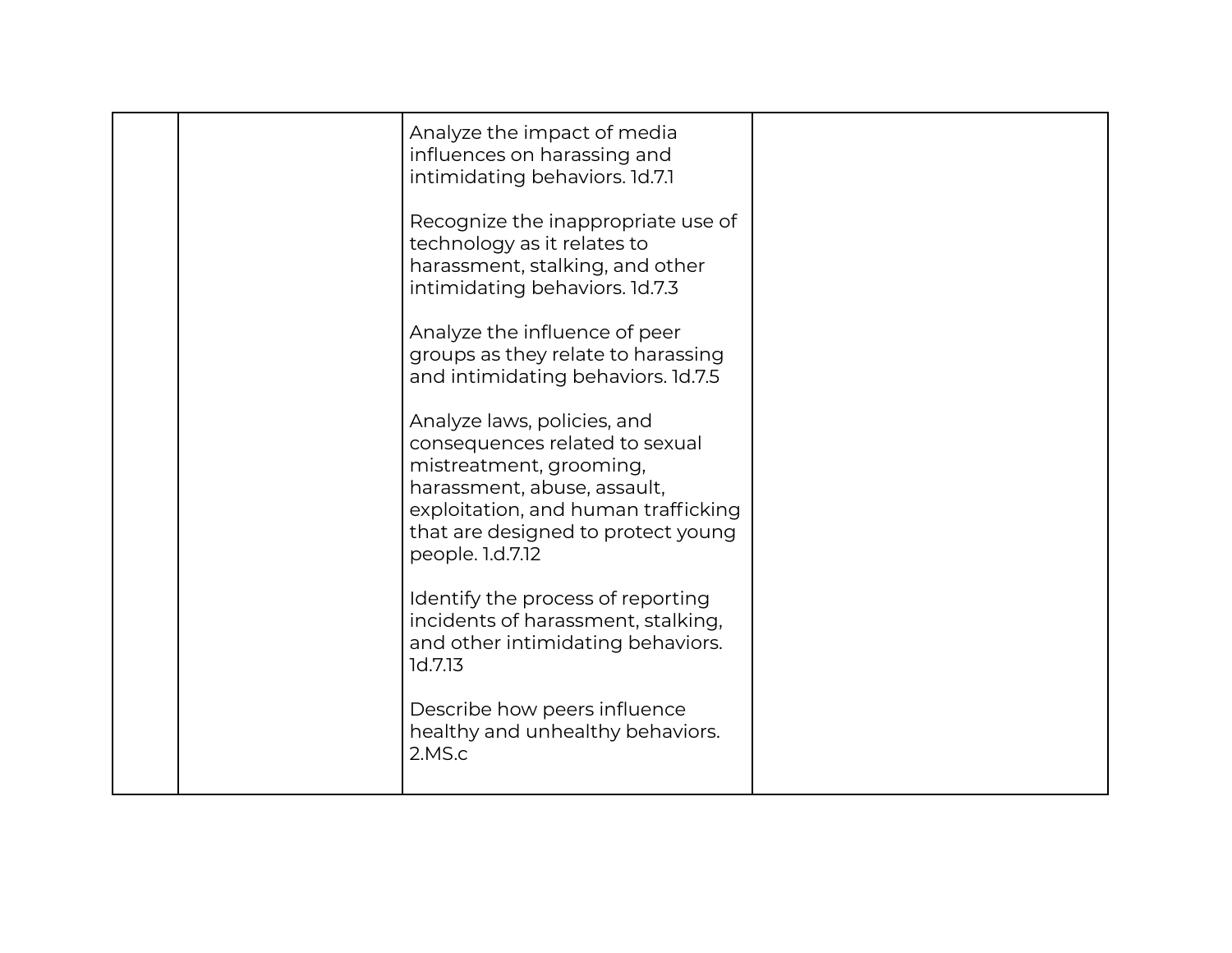| | | | |
|---|---|---|---|
| | | Analyze the impact of media influences on harassing and intimidating behaviors. 1d.7.1<br><br>Recognize the inappropriate use of technology as it relates to harassment, stalking, and other intimidating behaviors. 1d.7.3<br><br>Analyze the influence of peer groups as they relate to harassing and intimidating behaviors. 1d.7.5<br><br>Analyze laws, policies, and consequences related to sexual mistreatment, grooming, harassment, abuse, assault, exploitation, and human trafficking that are designed to protect young people. 1.d.7.12<br><br>Identify the process of reporting incidents of harassment, stalking, and other intimidating behaviors. 1d.7.13<br><br>Describe how peers influence healthy and unhealthy behaviors. 2.MS.c | |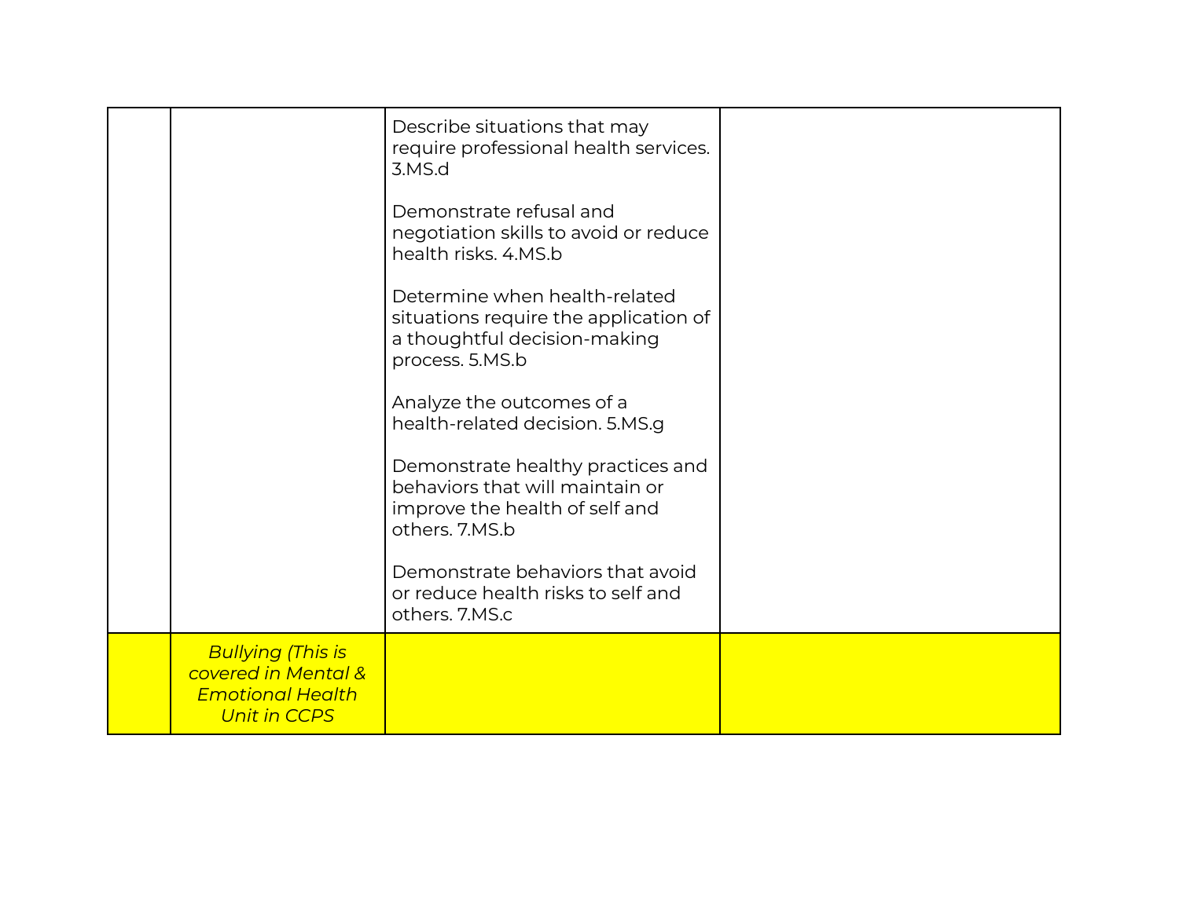| | | | |
|---|---|---|---|
| | | Describe situations that may require professional health services. 3.MS.d<br><br>Demonstrate refusal and negotiation skills to avoid or reduce health risks. 4.MS.b<br><br>Determine when health-related situations require the application of a thoughtful decision-making process. 5.MS.b<br><br>Analyze the outcomes of a health-related decision. 5.MS.g<br><br>Demonstrate healthy practices and behaviors that will maintain or improve the health of self and others. 7.MS.b<br><br>Demonstrate behaviors that avoid or reduce health risks to self and others. 7.MS.c | |
| | *Bullying (This is covered in Mental & Emotional Health Unit in CCPS* | | |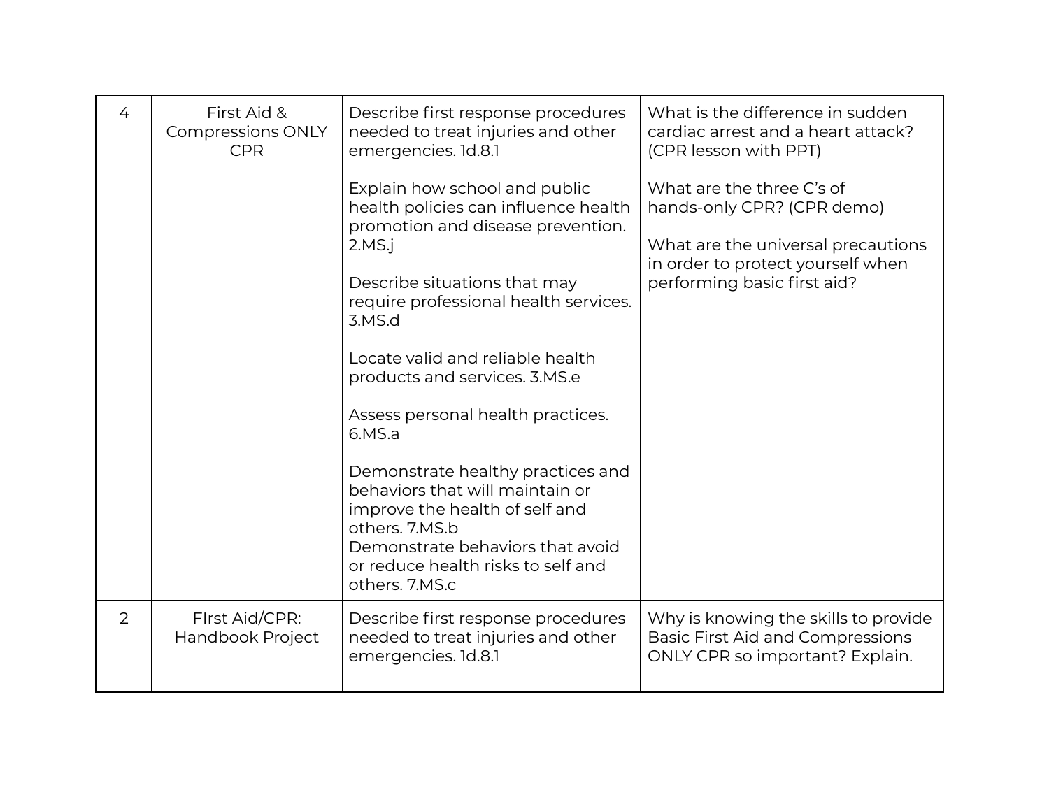| 4 | First Aid & Compressions ONLY CPR | Describe first response procedures needed to treat injuries and other emergencies. 1d.8.1<br><br>Explain how school and public health policies can influence health promotion and disease prevention. 2.MS.j<br><br>Describe situations that may require professional health services. 3.MS.d<br><br>Locate valid and reliable health products and services. 3.MS.e<br><br>Assess personal health practices. 6.MS.a<br><br>Demonstrate healthy practices and behaviors that will maintain or improve the health of self and others. 7.MS.b<br>Demonstrate behaviors that avoid or reduce health risks to self and others. 7.MS.c | What is the difference in sudden cardiac arrest and a heart attack? (CPR lesson with PPT)<br><br>What are the three C's of hands-only CPR? (CPR demo)<br><br>What are the universal precautions in order to protect yourself when performing basic first aid? |
|---|---|---|---|
| 2 | FIrst Aid/CPR: Handbook Project | Describe first response procedures needed to treat injuries and other emergencies. 1d.8.1 | Why is knowing the skills to provide Basic First Aid and Compressions ONLY CPR so important? Explain. |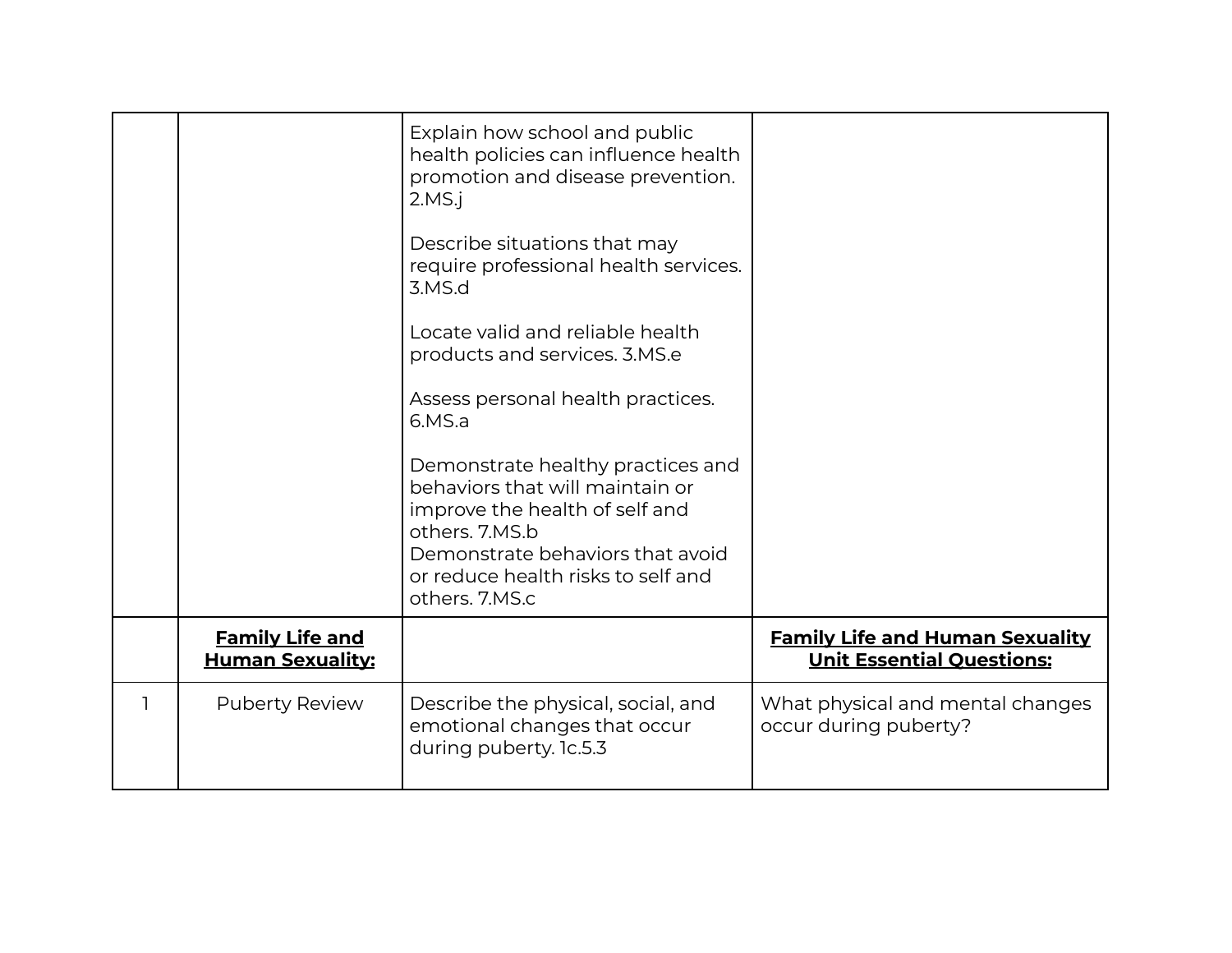| | | | |
|---|---|---|---|
| | | Explain how school and public health policies can influence health promotion and disease prevention. 2.MS.j<br><br>Describe situations that may require professional health services. 3.MS.d<br><br>Locate valid and reliable health products and services. 3.MS.e<br><br>Assess personal health practices. 6.MS.a<br><br>Demonstrate healthy practices and behaviors that will maintain or improve the health of self and others. 7.MS.b<br>Demonstrate behaviors that avoid or reduce health risks to self and others. 7.MS.c | |
| | **Family Life and Human Sexuality:** | | **Family Life and Human Sexuality Unit Essential Questions:** |
| 1 | Puberty Review | Describe the physical, social, and emotional changes that occur during puberty. 1c.5.3 | What physical and mental changes occur during puberty? |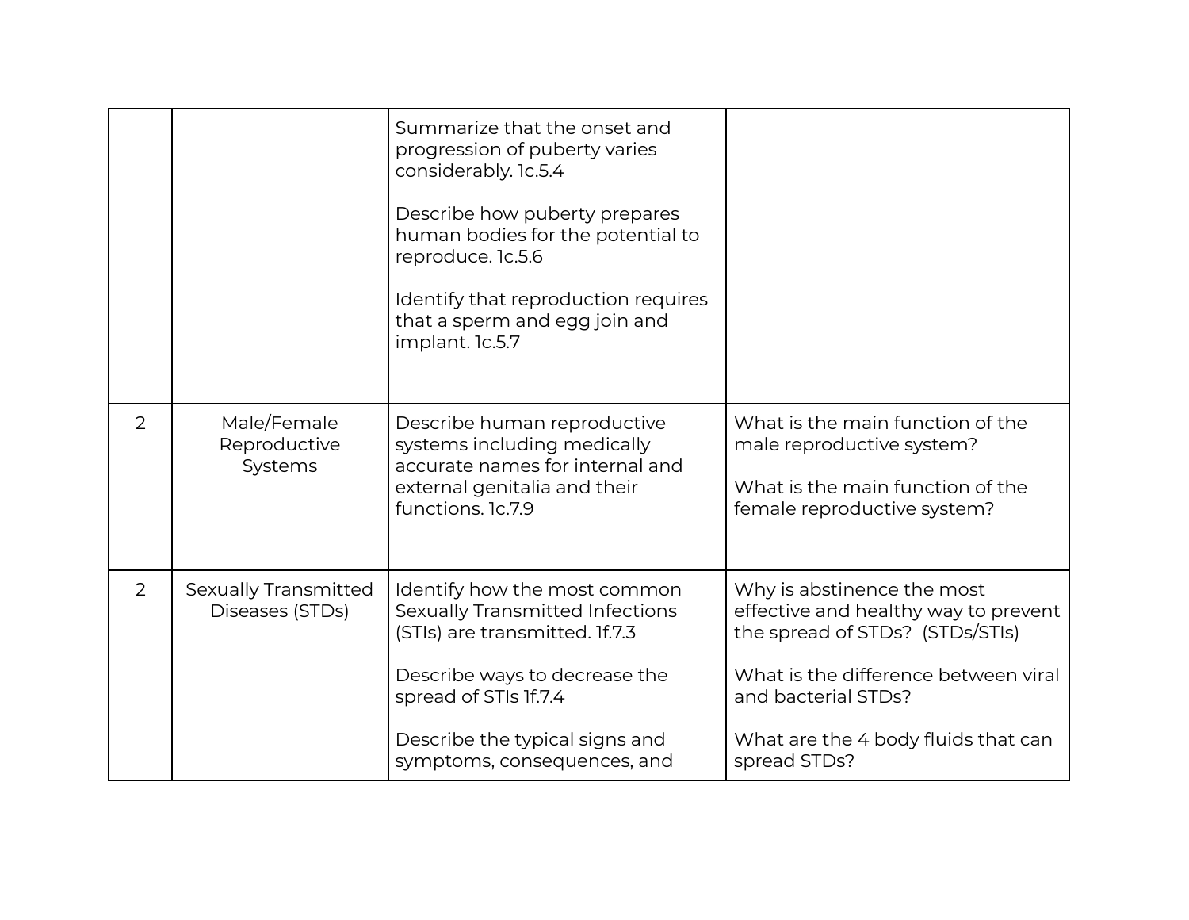| | | | |
|---|---|---|---|
| | | Summarize that the onset and progression of puberty varies considerably. 1c.5.4<br><br>Describe how puberty prepares human bodies for the potential to reproduce. 1c.5.6<br><br>Identify that reproduction requires that a sperm and egg join and implant. 1c.5.7 | |
| 2 | Male/Female Reproductive Systems | Describe human reproductive systems including medically accurate names for internal and external genitalia and their functions. 1c.7.9 | What is the main function of the male reproductive system?<br><br>What is the main function of the female reproductive system? |
| 2 | Sexually Transmitted Diseases (STDs) | Identify how the most common Sexually Transmitted Infections (STIs) are transmitted. 1f.7.3<br><br>Describe ways to decrease the spread of STIs 1f.7.4<br><br>Describe the typical signs and symptoms, consequences, and | Why is abstinence the most effective and healthy way to prevent the spread of STDs? (STDs/STIs)<br><br>What is the difference between viral and bacterial STDs?<br><br>What are the 4 body fluids that can spread STDs? |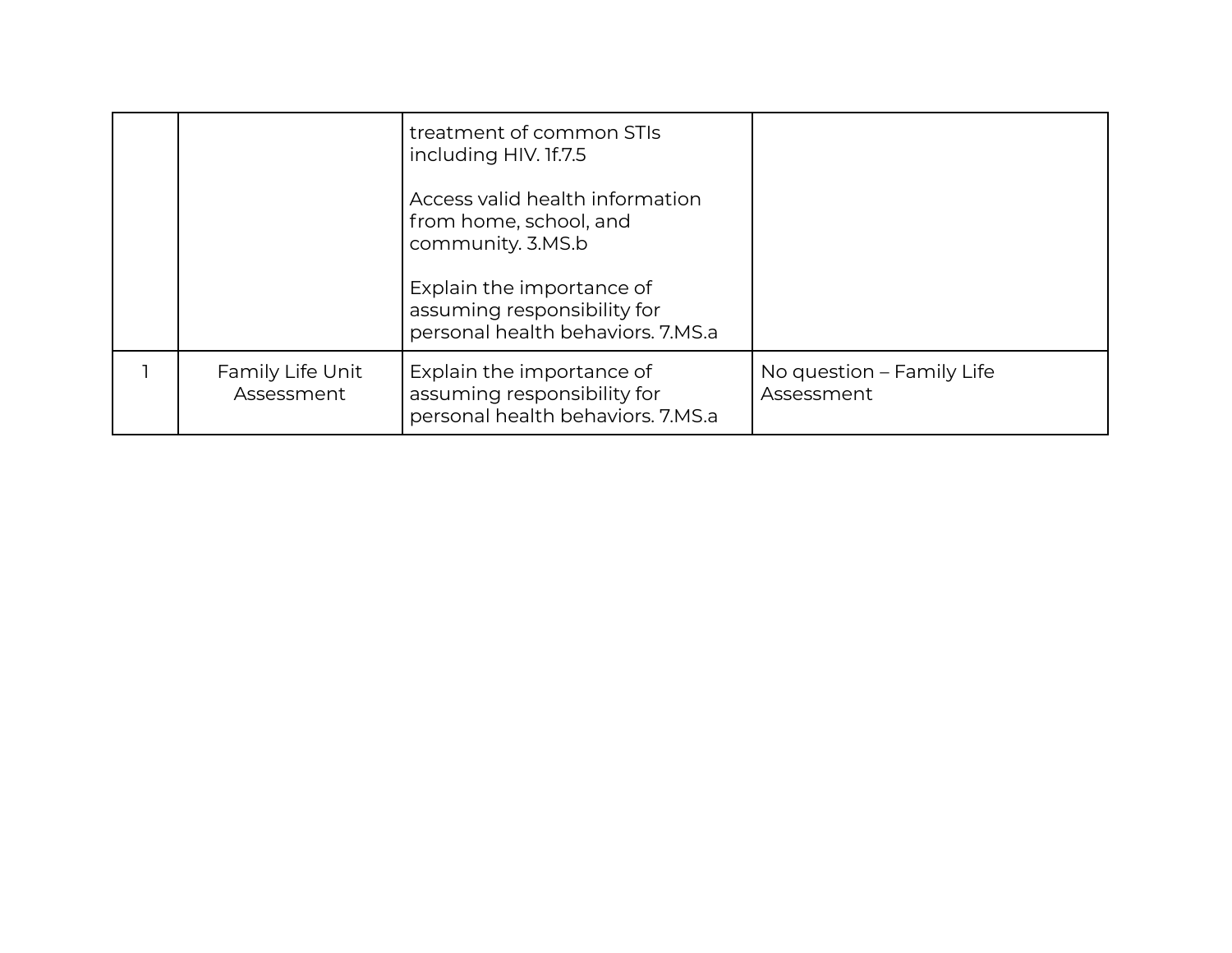| | | | |
|---|---|---|---|
| | | treatment of common STIs including HIV. 1f.7.5<br><br>Access valid health information from home, school, and community. 3.MS.b<br><br>Explain the importance of assuming responsibility for personal health behaviors. 7.MS.a | |
| 1 | Family Life Unit Assessment | Explain the importance of assuming responsibility for personal health behaviors. 7.MS.a | No question – Family Life Assessment |